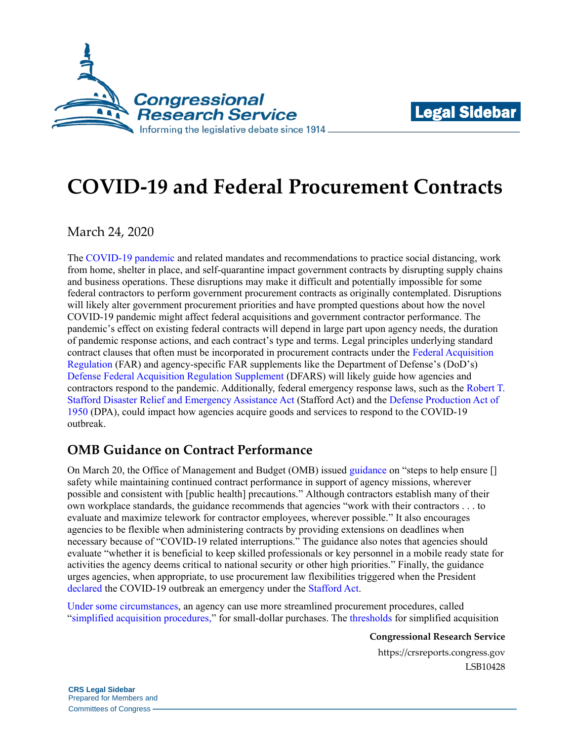Legal Sidebar

# COVID-19 and Federal Procurement Contracts

March 24, 2020

The COVID-19 pandemic and related mandates and recommendations to practice social distancing, work from home, shelter in place, and self-quarantine impact government contracts by disrupting supply chains and business operations. These disruptions may make it difficult and potentially impossible for some federal contractors to perform government procurement contracts as originally contemplated. Disruptions will likely alter government procurement priorities and have prompted questions about how the novel COVID-19 pandemic might affect federal acquisitions and government contractor performance. The pandemic's effect on existing federal contracts will depend in large part upon agency needs, the duration of pandemic response actions, and each contract's type and terms. Legal principles underlying standard contract clauses that often must be incorporated in procurement contracts under the Federal Acquisition Regulation (FAR) and agency-specific FAR supplements like the Department of Defense's (DoD's) Defense Federal Acquisition Regulation Supplement (DFARS) will likely guide how agencies and contractors respond to the pandemic. Additionally, federal emergency response laws, such as the Robert T. Stafford Disaster Relief and Emergency Assistance Act (Stafford Act) and the Defense Production Act of 1950 (DPA), could impact how agencies acquire goods and services to respond to the COVID-19 outbreak.

## OMB Guidance on Contract Performance

On March 20, the Office of Management and Budget (OMB) issued guidance on "steps to help ensure [] safety while maintaining continued contract performance in support of agency missions, wherever possible and consistent with [public health] precautions." Although contractors establish many of their own workplace standards, the guidance recommends that agencies "work with their contractors . . . to evaluate and maximize telework for contractor employees, wherever possible." It also encourages agencies to be flexible when administering contracts by providing extensions on deadlines when necessary because of "COVID-19 related interruptions." The guidance also notes that agencies should evaluate "whether it is beneficial to keep skilled professionals or key personnel in a mobile ready state for activities the agency deems critical to national security or other high priorities." Finally, the guidance urges agencies, when appropriate, to use procurement law flexibilities triggered when the President declared the COVID-19 outbreak an emergency under the Stafford Act.

Under some circumstances, an agency can use more streamlined procurement procedures, called "simplified acquisition procedures," for small-dollar purchases. The thresholds for simplified acquisition

**Congressional Research Service**
https://crsreports.congress.gov
LSB10428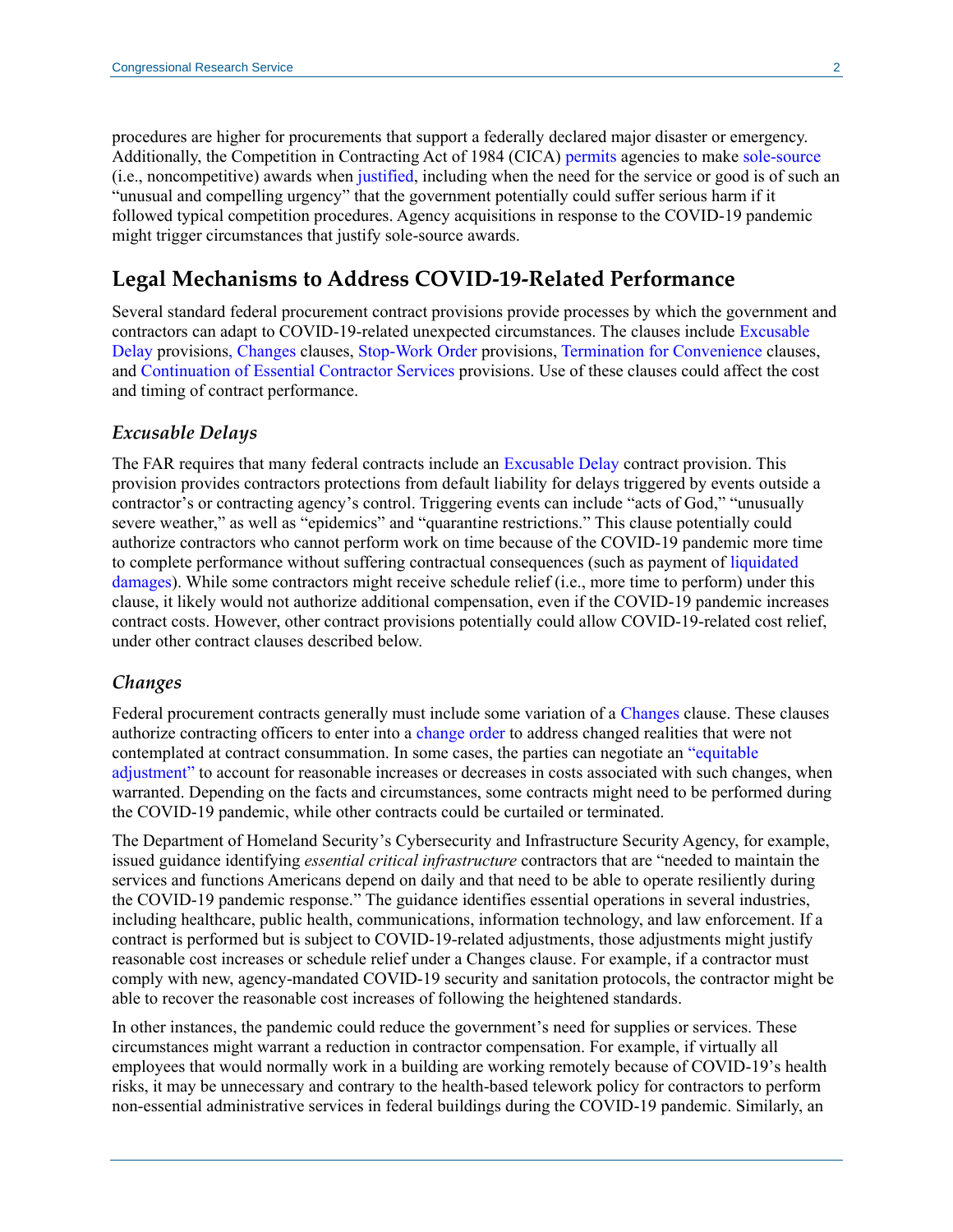procedures are higher for procurements that support a federally declared major disaster or emergency. Additionally, the Competition in Contracting Act of 1984 (CICA) permits agencies to make sole-source (i.e., noncompetitive) awards when justified, including when the need for the service or good is of such an "unusual and compelling urgency" that the government potentially could suffer serious harm if it followed typical competition procedures. Agency acquisitions in response to the COVID-19 pandemic might trigger circumstances that justify sole-source awards.

## Legal Mechanisms to Address COVID-19-Related Performance

Several standard federal procurement contract provisions provide processes by which the government and contractors can adapt to COVID-19-related unexpected circumstances. The clauses include Excusable Delay provisions, Changes clauses, Stop-Work Order provisions, Termination for Convenience clauses, and Continuation of Essential Contractor Services provisions. Use of these clauses could affect the cost and timing of contract performance.

### *Excusable Delays*

The FAR requires that many federal contracts include an Excusable Delay contract provision. This provision provides contractors protections from default liability for delays triggered by events outside a contractor's or contracting agency's control. Triggering events can include "acts of God," "unusually severe weather," as well as "epidemics" and "quarantine restrictions." This clause potentially could authorize contractors who cannot perform work on time because of the COVID-19 pandemic more time to complete performance without suffering contractual consequences (such as payment of liquidated damages). While some contractors might receive schedule relief (i.e., more time to perform) under this clause, it likely would not authorize additional compensation, even if the COVID-19 pandemic increases contract costs. However, other contract provisions potentially could allow COVID-19-related cost relief, under other contract clauses described below.

### *Changes*

Federal procurement contracts generally must include some variation of a Changes clause. These clauses authorize contracting officers to enter into a change order to address changed realities that were not contemplated at contract consummation. In some cases, the parties can negotiate an "equitable adjustment" to account for reasonable increases or decreases in costs associated with such changes, when warranted. Depending on the facts and circumstances, some contracts might need to be performed during the COVID-19 pandemic, while other contracts could be curtailed or terminated.

The Department of Homeland Security's Cybersecurity and Infrastructure Security Agency, for example, issued guidance identifying *essential critical infrastructure* contractors that are "needed to maintain the services and functions Americans depend on daily and that need to be able to operate resiliently during the COVID-19 pandemic response." The guidance identifies essential operations in several industries, including healthcare, public health, communications, information technology, and law enforcement. If a contract is performed but is subject to COVID-19-related adjustments, those adjustments might justify reasonable cost increases or schedule relief under a Changes clause. For example, if a contractor must comply with new, agency-mandated COVID-19 security and sanitation protocols, the contractor might be able to recover the reasonable cost increases of following the heightened standards.

In other instances, the pandemic could reduce the government's need for supplies or services. These circumstances might warrant a reduction in contractor compensation. For example, if virtually all employees that would normally work in a building are working remotely because of COVID-19's health risks, it may be unnecessary and contrary to the health-based telework policy for contractors to perform non-essential administrative services in federal buildings during the COVID-19 pandemic. Similarly, an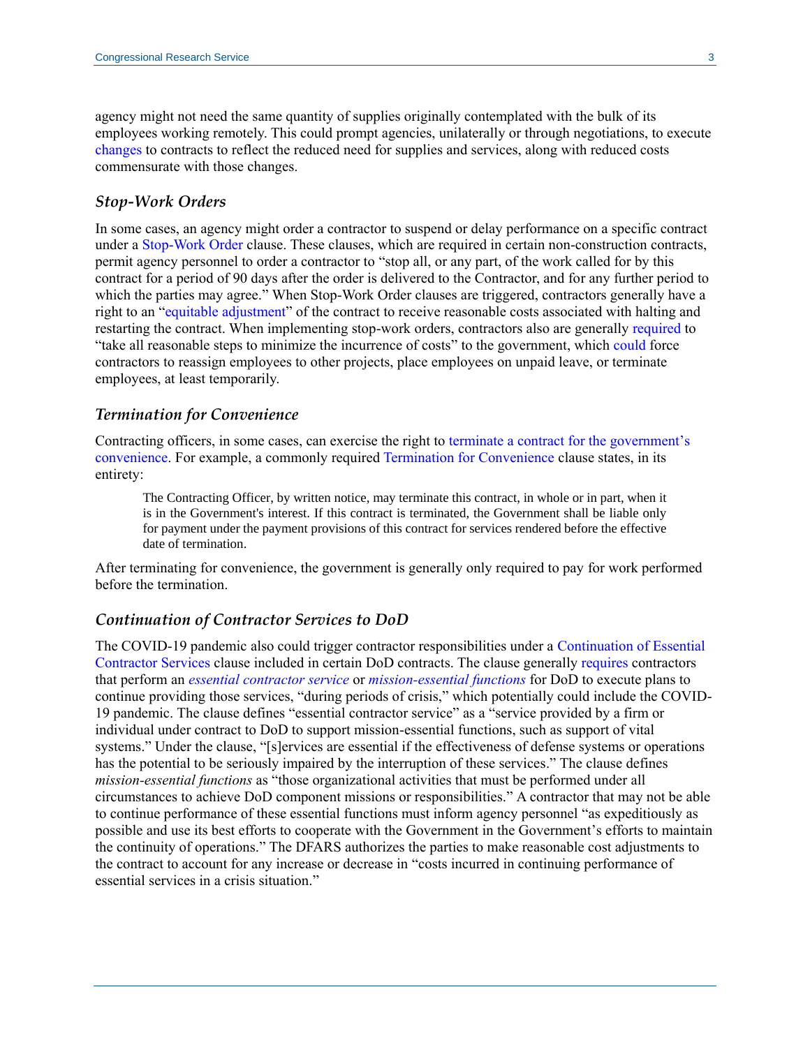agency might not need the same quantity of supplies originally contemplated with the bulk of its employees working remotely. This could prompt agencies, unilaterally or through negotiations, to execute changes to contracts to reflect the reduced need for supplies and services, along with reduced costs commensurate with those changes.

### *Stop-Work Orders*

In some cases, an agency might order a contractor to suspend or delay performance on a specific contract under a Stop-Work Order clause. These clauses, which are required in certain non-construction contracts, permit agency personnel to order a contractor to "stop all, or any part, of the work called for by this contract for a period of 90 days after the order is delivered to the Contractor, and for any further period to which the parties may agree." When Stop-Work Order clauses are triggered, contractors generally have a right to an "equitable adjustment" of the contract to receive reasonable costs associated with halting and restarting the contract. When implementing stop-work orders, contractors also are generally required to "take all reasonable steps to minimize the incurrence of costs" to the government, which could force contractors to reassign employees to other projects, place employees on unpaid leave, or terminate employees, at least temporarily.

### *Termination for Convenience*

Contracting officers, in some cases, can exercise the right to terminate a contract for the government's convenience. For example, a commonly required Termination for Convenience clause states, in its entirety:

> The Contracting Officer, by written notice, may terminate this contract, in whole or in part, when it is in the Government's interest. If this contract is terminated, the Government shall be liable only for payment under the payment provisions of this contract for services rendered before the effective date of termination.

After terminating for convenience, the government is generally only required to pay for work performed before the termination.

### *Continuation of Contractor Services to DoD*

The COVID-19 pandemic also could trigger contractor responsibilities under a Continuation of Essential Contractor Services clause included in certain DoD contracts. The clause generally requires contractors that perform an *essential contractor service* or *mission-essential functions* for DoD to execute plans to continue providing those services, "during periods of crisis," which potentially could include the COVID-19 pandemic. The clause defines "essential contractor service" as a "service provided by a firm or individual under contract to DoD to support mission-essential functions, such as support of vital systems." Under the clause, "[s]ervices are essential if the effectiveness of defense systems or operations has the potential to be seriously impaired by the interruption of these services." The clause defines *mission-essential functions* as "those organizational activities that must be performed under all circumstances to achieve DoD component missions or responsibilities." A contractor that may not be able to continue performance of these essential functions must inform agency personnel "as expeditiously as possible and use its best efforts to cooperate with the Government in the Government's efforts to maintain the continuity of operations." The DFARS authorizes the parties to make reasonable cost adjustments to the contract to account for any increase or decrease in "costs incurred in continuing performance of essential services in a crisis situation."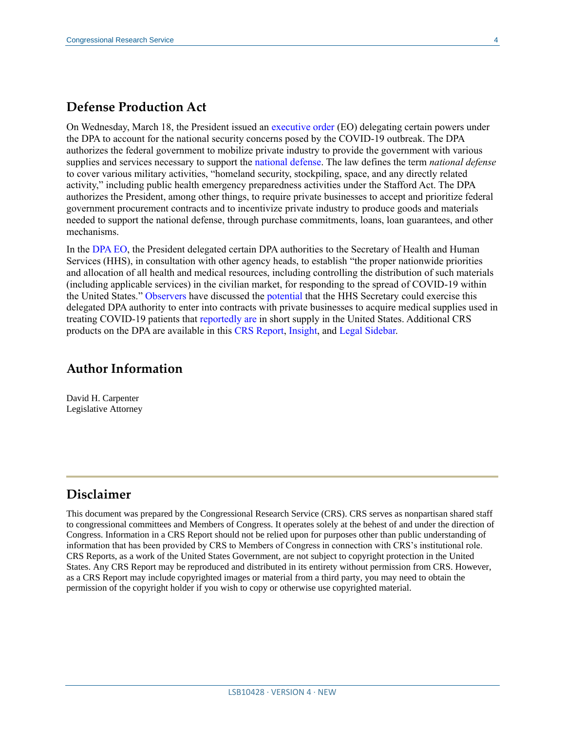## Defense Production Act

On Wednesday, March 18, the President issued an executive order (EO) delegating certain powers under the DPA to account for the national security concerns posed by the COVID-19 outbreak. The DPA authorizes the federal government to mobilize private industry to provide the government with various supplies and services necessary to support the national defense. The law defines the term *national defense* to cover various military activities, "homeland security, stockpiling, space, and any directly related activity," including public health emergency preparedness activities under the Stafford Act. The DPA authorizes the President, among other things, to require private businesses to accept and prioritize federal government procurement contracts and to incentivize private industry to produce goods and materials needed to support the national defense, through purchase commitments, loans, loan guarantees, and other mechanisms.

In the DPA EO, the President delegated certain DPA authorities to the Secretary of Health and Human Services (HHS), in consultation with other agency heads, to establish "the proper nationwide priorities and allocation of all health and medical resources, including controlling the distribution of such materials (including applicable services) in the civilian market, for responding to the spread of COVID-19 within the United States." Observers have discussed the potential that the HHS Secretary could exercise this delegated DPA authority to enter into contracts with private businesses to acquire medical supplies used in treating COVID-19 patients that reportedly are in short supply in the United States. Additional CRS products on the DPA are available in this CRS Report, Insight, and Legal Sidebar.

## Author Information

David H. Carpenter
Legislative Attorney

## Disclaimer

This document was prepared by the Congressional Research Service (CRS). CRS serves as nonpartisan shared staff to congressional committees and Members of Congress. It operates solely at the behest of and under the direction of Congress. Information in a CRS Report should not be relied upon for purposes other than public understanding of information that has been provided by CRS to Members of Congress in connection with CRS's institutional role. CRS Reports, as a work of the United States Government, are not subject to copyright protection in the United States. Any CRS Report may be reproduced and distributed in its entirety without permission from CRS. However, as a CRS Report may include copyrighted images or material from a third party, you may need to obtain the permission of the copyright holder if you wish to copy or otherwise use copyrighted material.

LSB10428 · VERSION 4 · NEW